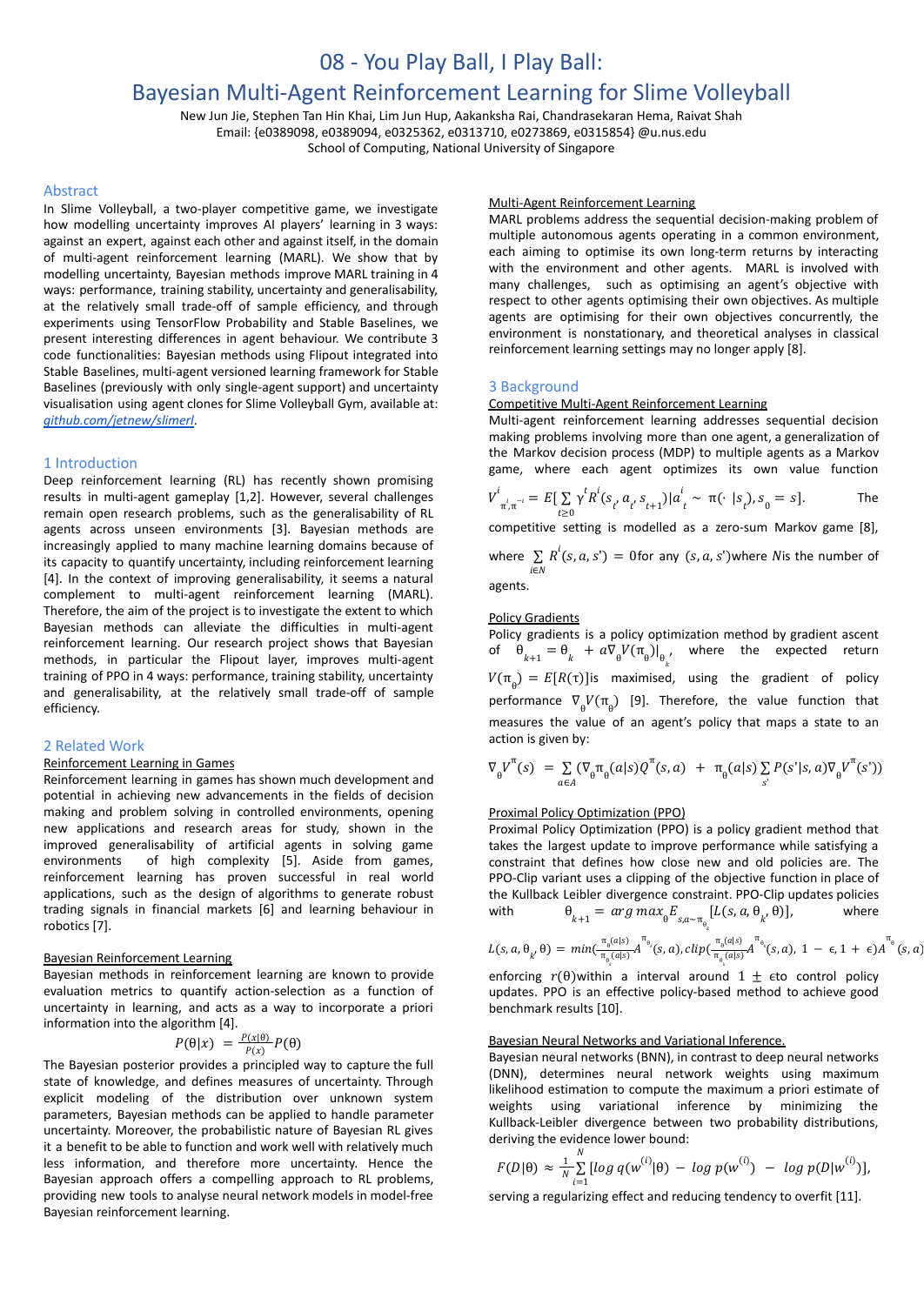# 08 - You Play Ball, I Play Ball: Bayesian Multi-Agent Reinforcement Learning for Slime Volleyball

New Jun Jie, Stephen Tan Hin Khai, Lim Jun Hup, Aakanksha Rai, Chandrasekaran Hema, Raivat Shah
Email: {e0389098, e0389094, e0325362, e0313710, e0273869, e0315854} @u.nus.edu
School of Computing, National University of Singapore

## Abstract

In Slime Volleyball, a two-player competitive game, we investigate how modelling uncertainty improves AI players' learning in 3 ways: against an expert, against each other and against itself, in the domain of multi-agent reinforcement learning (MARL). We show that by modelling uncertainty, Bayesian methods improve MARL training in 4 ways: performance, training stability, uncertainty and generalisability, at the relatively small trade-off of sample efficiency, and through experiments using TensorFlow Probability and Stable Baselines, we present interesting differences in agent behaviour. We contribute 3 code functionalities: Bayesian methods using Flipout integrated into Stable Baselines, multi-agent versioned learning framework for Stable Baselines (previously with only single-agent support) and uncertainty visualisation using agent clones for Slime Volleyball Gym, available at: *github.com/jetnew/slimerl*.

## 1 Introduction

Deep reinforcement learning (RL) has recently shown promising results in multi-agent gameplay [1,2]. However, several challenges remain open research problems, such as the generalisability of RL agents across unseen environments [3]. Bayesian methods are increasingly applied to many machine learning domains because of its capacity to quantify uncertainty, including reinforcement learning [4]. In the context of improving generalisability, it seems a natural complement to multi-agent reinforcement learning (MARL). Therefore, the aim of the project is to investigate the extent to which Bayesian methods can alleviate the difficulties in multi-agent reinforcement learning. Our research project shows that Bayesian methods, in particular the Flipout layer, improves multi-agent training of PPO in 4 ways: performance, training stability, uncertainty and generalisability, at the relatively small trade-off of sample efficiency.

## 2 Related Work

### Reinforcement Learning in Games

Reinforcement learning in games has shown much development and potential in achieving new advancements in the fields of decision making and problem solving in controlled environments, opening new applications and research areas for study, shown in the improved generalisability of artificial agents in solving game environments of high complexity [5]. Aside from games, reinforcement learning has proven successful in real world applications, such as the design of algorithms to generate robust trading signals in financial markets [6] and learning behaviour in robotics [7].

### Bayesian Reinforcement Learning

Bayesian methods in reinforcement learning are known to provide evaluation metrics to quantify action-selection as a function of uncertainty in learning, and acts as a way to incorporate a priori information into the algorithm [4].

$$P(\theta|x) = \frac{P(x|\theta)}{P(x)}P(\theta)$$

The Bayesian posterior provides a principled way to capture the full state of knowledge, and defines measures of uncertainty. Through explicit modeling of the distribution over unknown system parameters, Bayesian methods can be applied to handle parameter uncertainty. Moreover, the probabilistic nature of Bayesian RL gives it a benefit to be able to function and work well with relatively much less information, and therefore more uncertainty. Hence the Bayesian approach offers a compelling approach to RL problems, providing new tools to analyse neural network models in model-free Bayesian reinforcement learning.

### Multi-Agent Reinforcement Learning

MARL problems address the sequential decision-making problem of multiple autonomous agents operating in a common environment, each aiming to optimise its own long-term returns by interacting with the environment and other agents. MARL is involved with many challenges, such as optimising an agent's objective with respect to other agents optimising their own objectives. As multiple agents are optimising for their own objectives concurrently, the environment is nonstationary, and theoretical analyses in classical reinforcement learning settings may no longer apply [8].

## 3 Background

### Competitive Multi-Agent Reinforcement Learning

Multi-agent reinforcement learning addresses sequential decision making problems involving more than one agent, a generalization of the Markov decision process (MDP) to multiple agents as a Markov game, where each agent optimizes its own value function $V^{i}_{\pi^{i},\pi^{-i}} = E[\sum_{t\geq 0} \gamma^{t} R^{i}(s_t, a_t, s_{t+1}) | a^{i}_{t} \sim \pi(\cdot\,|s_t), s_0 = s]$. The competitive setting is modelled as a zero-sum Markov game [8], where $\sum_{i\in N} R^{i}(s,a,s') = 0$ for any $(s,a,s')$ where $N$ is the number of agents.

### Policy Gradients

Policy gradients is a policy optimization method by gradient ascent of $\theta_{k+1} = \theta_k + a\nabla_\theta V(\pi_\theta)|_{\theta_k}$, where the expected return $V(\pi_\theta) = E[R(\tau)]$ is maximised, using the gradient of policy performance $\nabla_\theta V(\pi_\theta)$ [9]. Therefore, the value function that measures the value of an agent's policy that maps a state to an action is given by:

$$\nabla_\theta V^{\pi}(s) = \sum_{a\in A}(\nabla_\theta \pi_\theta(a|s) Q^{\pi}(s,a) + \pi_\theta(a|s)\sum_{s'} P(s'|s,a)\nabla_\theta V^{\pi}(s'))$$

### Proximal Policy Optimization (PPO)

Proximal Policy Optimization (PPO) is a policy gradient method that takes the largest update to improve performance while satisfying a constraint that defines how close new and old policies are. The PPO-Clip variant uses a clipping of the objective function in place of the Kullback Leibler divergence constraint. PPO-Clip updates policies with $\theta_{k+1} = arg\,max_\theta E_{s,a\sim\pi_{\theta_k}}[L(s,a,\theta_k,\theta)]$, where

$$L(s,a,\theta_k,\theta) = min(\frac{\pi_\theta(a|s)}{\pi_{\theta_k}(a|s)}A^{\pi_{\theta_k}}(s,a), clip(\frac{\pi_\theta(a|s)}{\pi_{\theta_k}(a|s)}A^{\pi_{\theta_k}}(s,a), 1-\epsilon, 1+\epsilon)A^{\pi_{\theta_k}}(s,a)$$

enforcing $r(\theta)$ within a interval around $1 \pm \epsilon$ to control policy updates. PPO is an effective policy-based method to achieve good benchmark results [10].

### Bayesian Neural Networks and Variational Inference.

Bayesian neural networks (BNN), in contrast to deep neural networks (DNN), determines neural network weights using maximum likelihood estimation to compute the maximum a priori estimate of weights using variational inference by minimizing the Kullback-Leibler divergence between two probability distributions, deriving the evidence lower bound:

$$F(D|\theta) \approx \frac{1}{N}\sum_{i=1}^{N}[log\,q(w^{(i)}|\theta) - log\,p(w^{(i)}) - log\,p(D|w^{(i)})],$$

serving a regularizing effect and reducing tendency to overfit [11].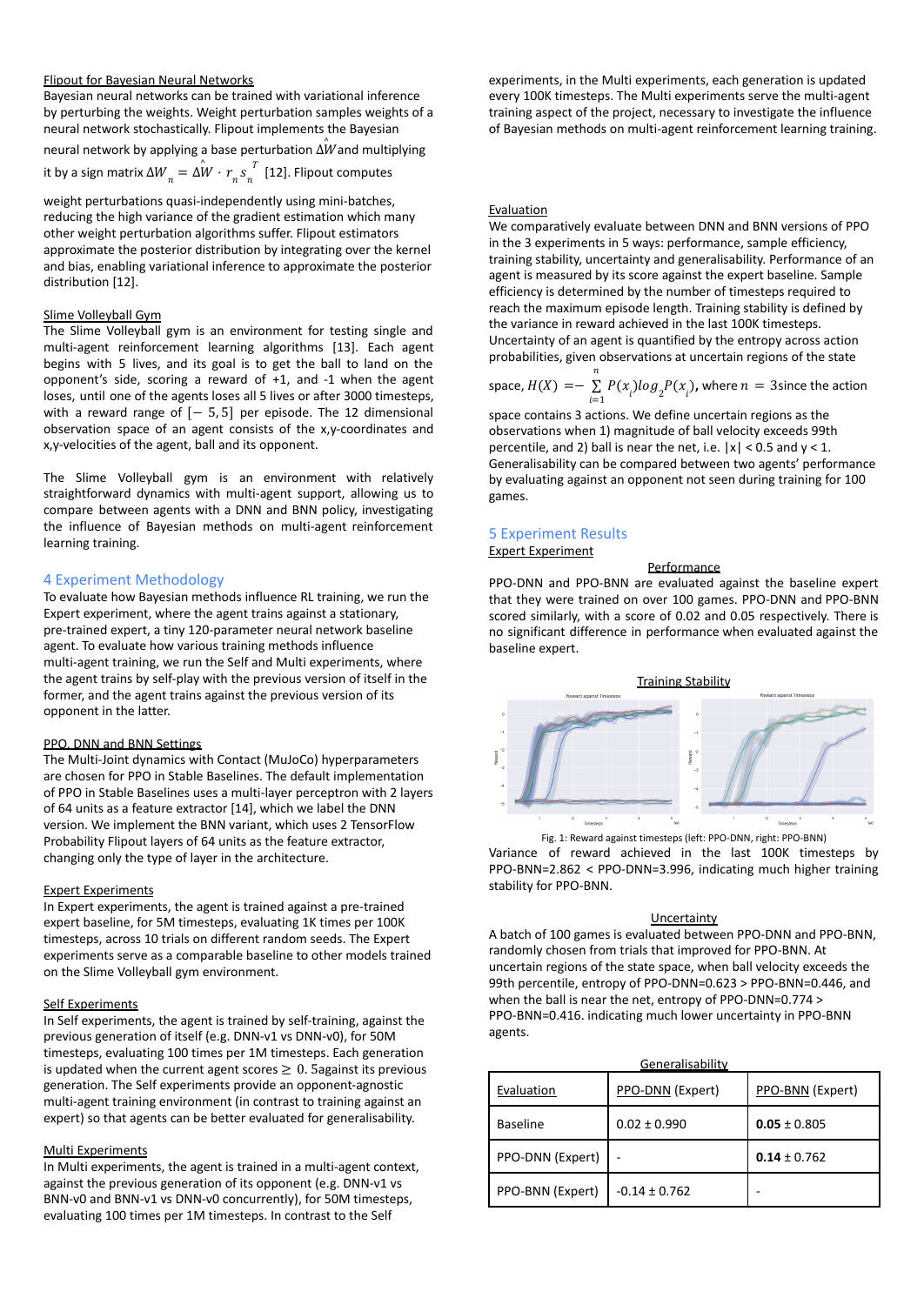Flipout for Bayesian Neural Networks

Bayesian neural networks can be trained with variational inference by perturbing the weights. Weight perturbation samples weights of a neural network stochastically. Flipout implements the Bayesian neural network by applying a base perturbation $\Delta\hat{W}$ and multiplying it by a sign matrix $\Delta W_n = \Delta\hat{W} \cdot r_n s_n^T$ [12]. Flipout computes weight perturbations quasi-independently using mini-batches, reducing the high variance of the gradient estimation which many other weight perturbation algorithms suffer. Flipout estimators approximate the posterior distribution by integrating over the kernel and bias, enabling variational inference to approximate the posterior distribution [12].

Slime Volleyball Gym

The Slime Volleyball gym is an environment for testing single and multi-agent reinforcement learning algorithms [13]. Each agent begins with 5 lives, and its goal is to get the ball to land on the opponent's side, scoring a reward of +1, and -1 when the agent loses, until one of the agents loses all 5 lives or after 3000 timesteps, with a reward range of $[-5, 5]$ per episode. The 12 dimensional observation space of an agent consists of the x,y-coordinates and x,y-velocities of the agent, ball and its opponent.

The Slime Volleyball gym is an environment with relatively straightforward dynamics with multi-agent support, allowing us to compare between agents with a DNN and BNN policy, investigating the influence of Bayesian methods on multi-agent reinforcement learning training.

## 4 Experiment Methodology

To evaluate how Bayesian methods influence RL training, we run the Expert experiment, where the agent trains against a stationary, pre-trained expert, a tiny 120-parameter neural network baseline agent. To evaluate how various training methods influence multi-agent training, we run the Self and Multi experiments, where the agent trains by self-play with the previous version of itself in the former, and the agent trains against the previous version of its opponent in the latter.

PPO, DNN and BNN Settings

The Multi-Joint dynamics with Contact (MuJoCo) hyperparameters are chosen for PPO in Stable Baselines. The default implementation of PPO in Stable Baselines uses a multi-layer perceptron with 2 layers of 64 units as a feature extractor [14], which we label the DNN version. We implement the BNN variant, which uses 2 TensorFlow Probability Flipout layers of 64 units as the feature extractor, changing only the type of layer in the architecture.

Expert Experiments

In Expert experiments, the agent is trained against a pre-trained expert baseline, for 5M timesteps, evaluating 1K times per 100K timesteps, across 10 trials on different random seeds. The Expert experiments serve as a comparable baseline to other models trained on the Slime Volleyball gym environment.

Self Experiments

In Self experiments, the agent is trained by self-training, against the previous generation of itself (e.g. DNN-v1 vs DNN-v0), for 50M timesteps, evaluating 100 times per 1M timesteps. Each generation is updated when the current agent scores $\geq 0.5$ against its previous generation. The Self experiments provide an opponent-agnostic multi-agent training environment (in contrast to training against an expert) so that agents can be better evaluated for generalisability.

Multi Experiments

In Multi experiments, the agent is trained in a multi-agent context, against the previous generation of its opponent (e.g. DNN-v1 vs BNN-v0 and BNN-v1 vs DNN-v0 concurrently), for 50M timesteps, evaluating 100 times per 1M timesteps. In contrast to the Self experiments, in the Multi experiments, each generation is updated every 100K timesteps. The Multi experiments serve the multi-agent training aspect of the project, necessary to investigate the influence of Bayesian methods on multi-agent reinforcement learning training.

Evaluation

We comparatively evaluate between DNN and BNN versions of PPO in the 3 experiments in 5 ways: performance, sample efficiency, training stability, uncertainty and generalisability. Performance of an agent is measured by its score against the expert baseline. Sample efficiency is determined by the number of timesteps required to reach the maximum episode length. Training stability is defined by the variance in reward achieved in the last 100K timesteps. Uncertainty of an agent is quantified by the entropy across action probabilities, given observations at uncertain regions of the state space, $H(X) = -\sum_{i=1}^{n} P(x_i) \log_2 P(x_i)$, where $n = 3$ since the action space contains 3 actions. We define uncertain regions as the observations when 1) magnitude of ball velocity exceeds 99th percentile, and 2) ball is near the net, i.e. $|x| < 0.5$ and $y < 1$. Generalisability can be compared between two agents' performance by evaluating against an opponent not seen during training for 100 games.

## 5 Experiment Results

Expert Experiment

Performance

PPO-DNN and PPO-BNN are evaluated against the baseline expert that they were trained on over 100 games. PPO-DNN and PPO-BNN scored similarly, with a score of 0.02 and 0.05 respectively. There is no significant difference in performance when evaluated against the baseline expert.

Training Stability

Fig. 1: Reward against timesteps (left: PPO-DNN, right: PPO-BNN)

Variance of reward achieved in the last 100K timesteps by PPO-BNN=2.862 < PPO-DNN=3.996, indicating much higher training stability for PPO-BNN.

Uncertainty

A batch of 100 games is evaluated between PPO-DNN and PPO-BNN, randomly chosen from trials that improved for PPO-BNN. At uncertain regions of the state space, when ball velocity exceeds the 99th percentile, entropy of PPO-DNN=0.623 > PPO-BNN=0.446, and when the ball is near the net, entropy of PPO-DNN=0.774 > PPO-BNN=0.416. indicating much lower uncertainty in PPO-BNN agents.

Generalisability

| Evaluation | PPO-DNN (Expert) | PPO-BNN (Expert) |
|---|---|---|
| Baseline | 0.02 ± 0.990 | **0.05** ± 0.805 |
| PPO-DNN (Expert) | - | **0.14** ± 0.762 |
| PPO-BNN (Expert) | -0.14 ± 0.762 | - |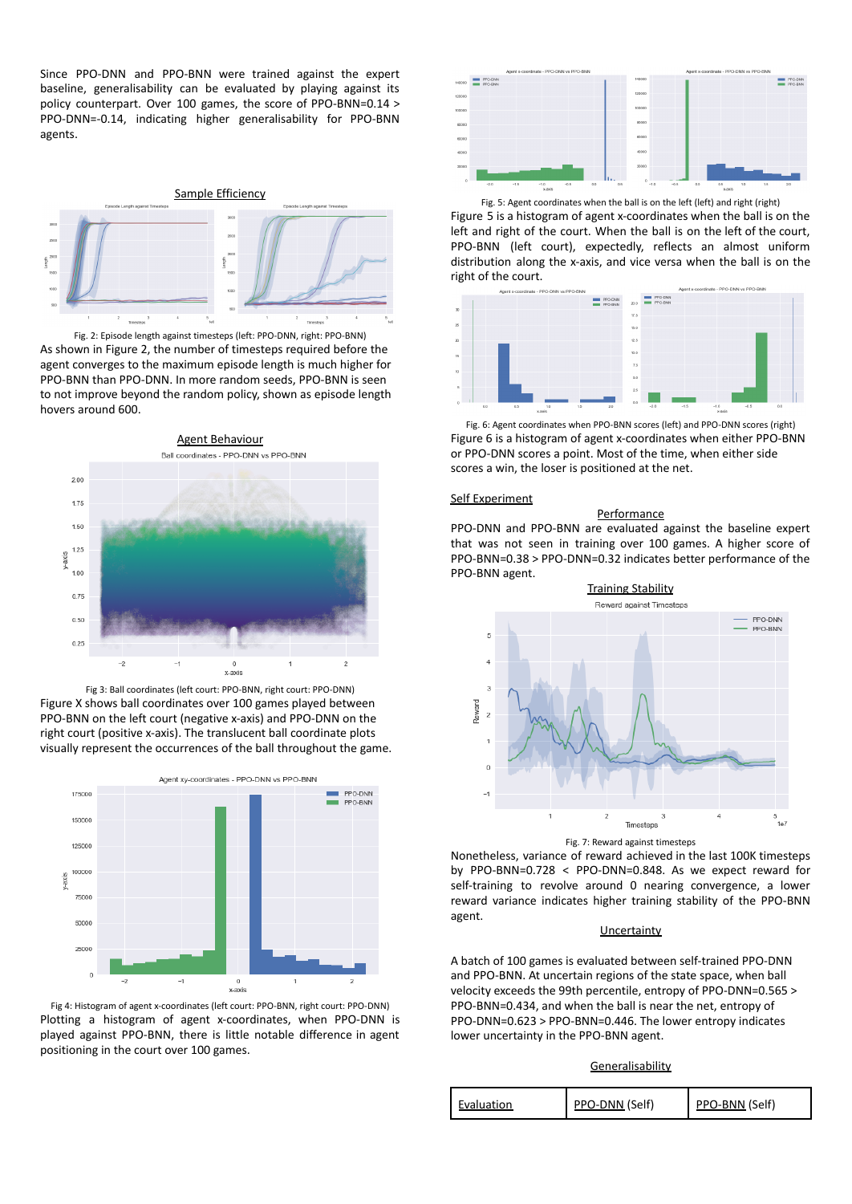Since PPO-DNN and PPO-BNN were trained against the expert baseline, generalisability can be evaluated by playing against its policy counterpart. Over 100 games, the score of PPO-BNN=0.14 > PPO-DNN=-0.14, indicating higher generalisability for PPO-BNN agents.

## Sample Efficiency

Fig. 2: Episode length against timesteps (left: PPO-DNN, right: PPO-BNN)

As shown in Figure 2, the number of timesteps required before the agent converges to the maximum episode length is much higher for PPO-BNN than PPO-DNN. In more random seeds, PPO-BNN is seen to not improve beyond the random policy, shown as episode length hovers around 600.

## Agent Behaviour

Fig 3: Ball coordinates (left court: PPO-BNN, right court: PPO-DNN)

Figure X shows ball coordinates over 100 games played between PPO-BNN on the left court (negative x-axis) and PPO-DNN on the right court (positive x-axis). The translucent ball coordinate plots visually represent the occurrences of the ball throughout the game.

Fig 4: Histogram of agent x-coordinates (left court: PPO-BNN, right court: PPO-DNN)

Plotting a histogram of agent x-coordinates, when PPO-DNN is played against PPO-BNN, there is little notable difference in agent positioning in the court over 100 games.

Fig. 5: Agent coordinates when the ball is on the left (left) and right (right)

Figure 5 is a histogram of agent x-coordinates when the ball is on the left and right of the court. When the ball is on the left of the court, PPO-BNN (left court), expectedly, reflects an almost uniform distribution along the x-axis, and vice versa when the ball is on the right of the court.

Fig. 6: Agent coordinates when PPO-BNN scores (left) and PPO-DNN scores (right)

Figure 6 is a histogram of agent x-coordinates when either PPO-BNN or PPO-DNN scores a point. Most of the time, when either side scores a win, the loser is positioned at the net.

## Self Experiment

### Performance

PPO-DNN and PPO-BNN are evaluated against the baseline expert that was not seen in training over 100 games. A higher score of PPO-BNN=0.38 > PPO-DNN=0.32 indicates better performance of the PPO-BNN agent.

### Training Stability

Fig. 7: Reward against timesteps

Nonetheless, variance of reward achieved in the last 100K timesteps by PPO-BNN=0.728 < PPO-DNN=0.848. As we expect reward for self-training to revolve around 0 nearing convergence, a lower reward variance indicates higher training stability of the PPO-BNN agent.

### Uncertainty

A batch of 100 games is evaluated between self-trained PPO-DNN and PPO-BNN. At uncertain regions of the state space, when ball velocity exceeds the 99th percentile, entropy of PPO-DNN=0.565 > PPO-BNN=0.434, and when the ball is near the net, entropy of PPO-DNN=0.623 > PPO-BNN=0.446. The lower entropy indicates lower uncertainty in the PPO-BNN agent.

### Generalisability

| Evaluation | PPO-DNN (Self) | PPO-BNN (Self) |
|---|---|---|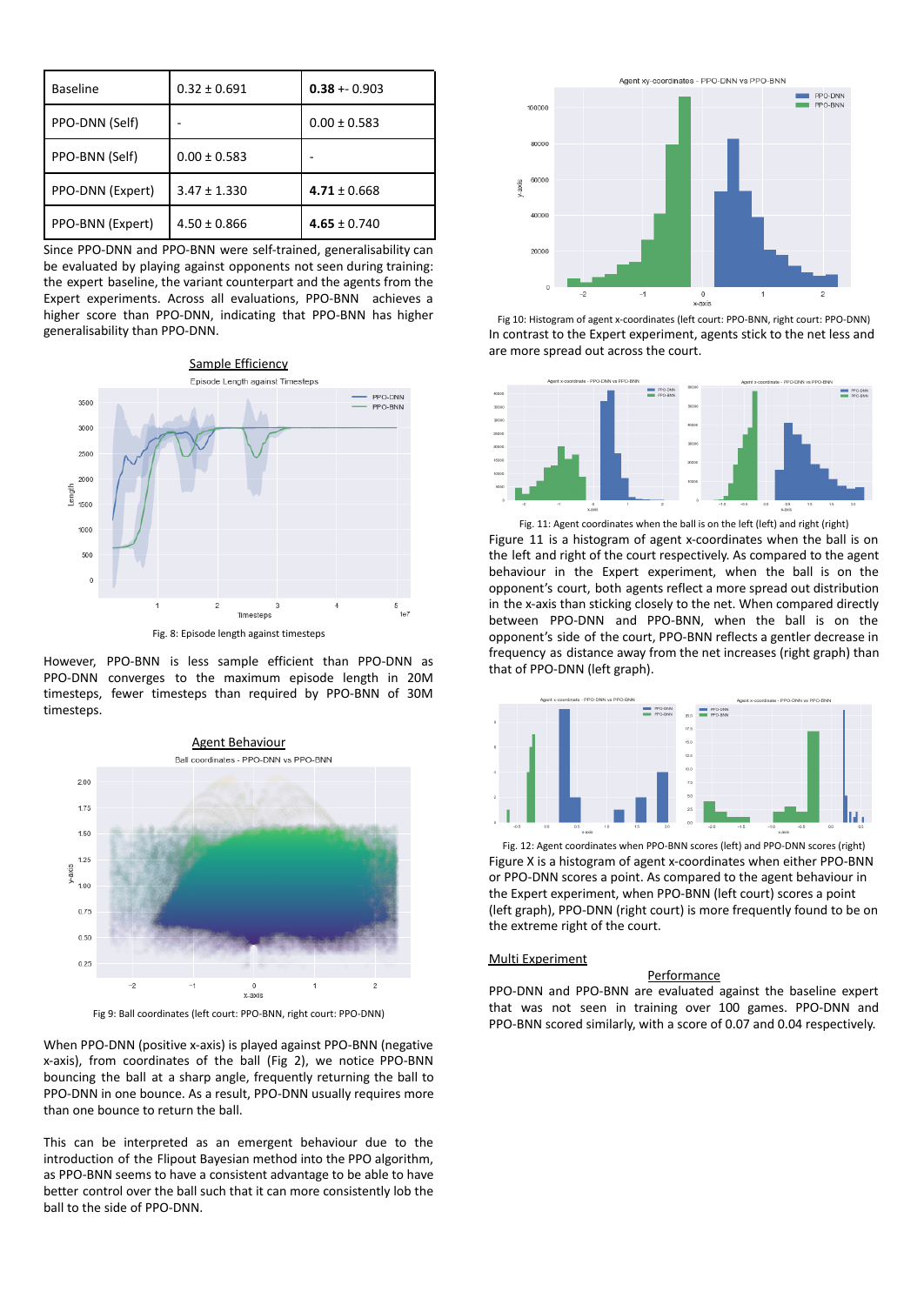| Baseline | 0.32 ± 0.691 | **0.38** +- 0.903 |
|---|---|---|
| PPO-DNN (Self) | - | 0.00 ± 0.583 |
| PPO-BNN (Self) | 0.00 ± 0.583 | - |
| PPO-DNN (Expert) | 3.47 ± 1.330 | **4.71** ± 0.668 |
| PPO-BNN (Expert) | 4.50 ± 0.866 | **4.65** ± 0.740 |

Since PPO-DNN and PPO-BNN were self-trained, generalisability can be evaluated by playing against opponents not seen during training: the expert baseline, the variant counterpart and the agents from the Expert experiments. Across all evaluations, PPO-BNN achieves a higher score than PPO-DNN, indicating that PPO-BNN has higher generalisability than PPO-DNN.

Sample Efficiency

Fig. 8: Episode length against timesteps

However, PPO-BNN is less sample efficient than PPO-DNN as PPO-DNN converges to the maximum episode length in 20M timesteps, fewer timesteps than required by PPO-BNN of 30M timesteps.

Agent Behaviour

Fig 9: Ball coordinates (left court: PPO-BNN, right court: PPO-DNN)

When PPO-DNN (positive x-axis) is played against PPO-BNN (negative x-axis), from coordinates of the ball (Fig 2), we notice PPO-BNN bouncing the ball at a sharp angle, frequently returning the ball to PPO-DNN in one bounce. As a result, PPO-DNN usually requires more than one bounce to return the ball.

This can be interpreted as an emergent behaviour due to the introduction of the Flipout Bayesian method into the PPO algorithm, as PPO-BNN seems to have a consistent advantage to be able to have better control over the ball such that it can more consistently lob the ball to the side of PPO-DNN.

Fig 10: Histogram of agent x-coordinates (left court: PPO-BNN, right court: PPO-DNN)

In contrast to the Expert experiment, agents stick to the net less and are more spread out across the court.

Fig. 11: Agent coordinates when the ball is on the left (left) and right (right)

Figure 11 is a histogram of agent x-coordinates when the ball is on the left and right of the court respectively. As compared to the agent behaviour in the Expert experiment, when the ball is on the opponent's court, both agents reflect a more spread out distribution in the x-axis than sticking closely to the net. When compared directly between PPO-DNN and PPO-BNN, when the ball is on the opponent's side of the court, PPO-BNN reflects a gentler decrease in frequency as distance away from the net increases (right graph) than that of PPO-DNN (left graph).

Fig. 12: Agent coordinates when PPO-BNN scores (left) and PPO-DNN scores (right)

Figure X is a histogram of agent x-coordinates when either PPO-BNN or PPO-DNN scores a point. As compared to the agent behaviour in the Expert experiment, when PPO-BNN (left court) scores a point (left graph), PPO-DNN (right court) is more frequently found to be on the extreme right of the court.

## Multi Experiment

Performance

PPO-DNN and PPO-BNN are evaluated against the baseline expert that was not seen in training over 100 games. PPO-DNN and PPO-BNN scored similarly, with a score of 0.07 and 0.04 respectively.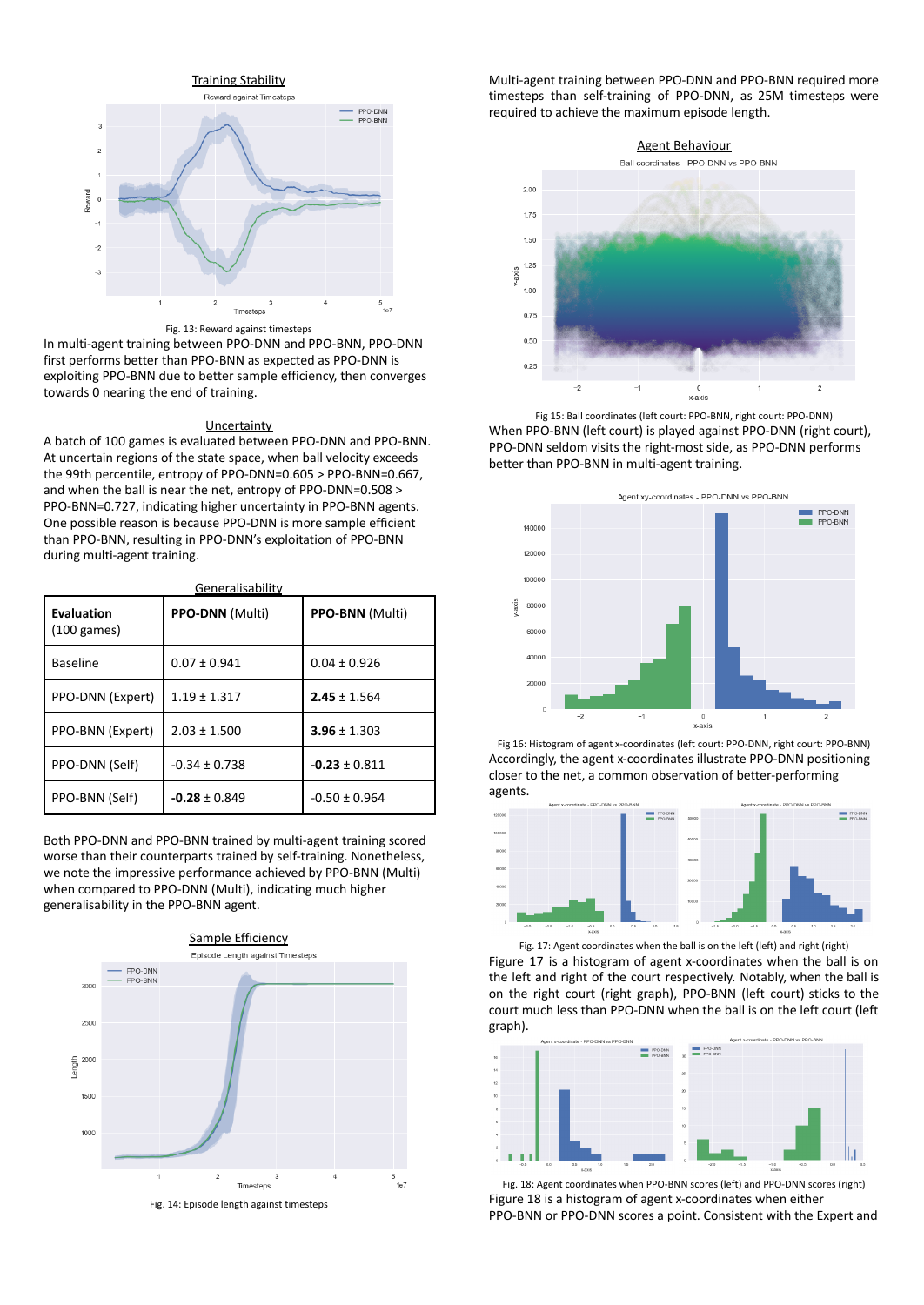## Training Stability

Fig. 13: Reward against timesteps

In multi-agent training between PPO-DNN and PPO-BNN, PPO-DNN first performs better than PPO-BNN as expected as PPO-DNN is exploiting PPO-BNN due to better sample efficiency, then converges towards 0 nearing the end of training.

## Uncertainty

A batch of 100 games is evaluated between PPO-DNN and PPO-BNN. At uncertain regions of the state space, when ball velocity exceeds the 99th percentile, entropy of PPO-DNN=0.605 > PPO-BNN=0.667, and when the ball is near the net, entropy of PPO-DNN=0.508 > PPO-BNN=0.727, indicating higher uncertainty in PPO-BNN agents. One possible reason is because PPO-DNN is more sample efficient than PPO-BNN, resulting in PPO-DNN's exploitation of PPO-BNN during multi-agent training.

## Generalisability

| **Evaluation** (100 games) | **PPO-DNN** (Multi) | **PPO-BNN** (Multi) |
|---|---|---|
| Baseline | 0.07 ± 0.941 | 0.04 ± 0.926 |
| PPO-DNN (Expert) | 1.19 ± 1.317 | **2.45** ± 1.564 |
| PPO-BNN (Expert) | 2.03 ± 1.500 | **3.96** ± 1.303 |
| PPO-DNN (Self) | -0.34 ± 0.738 | **-0.23** ± 0.811 |
| PPO-BNN (Self) | **-0.28** ± 0.849 | -0.50 ± 0.964 |

Both PPO-DNN and PPO-BNN trained by multi-agent training scored worse than their counterparts trained by self-training. Nonetheless, we note the impressive performance achieved by PPO-BNN (Multi) when compared to PPO-DNN (Multi), indicating much higher generalisability in the PPO-BNN agent.

## Sample Efficiency

Fig. 14: Episode length against timesteps

Multi-agent training between PPO-DNN and PPO-BNN required more timesteps than self-training of PPO-DNN, as 25M timesteps were required to achieve the maximum episode length.

## Agent Behaviour

Fig 15: Ball coordinates (left court: PPO-BNN, right court: PPO-DNN)

When PPO-BNN (left court) is played against PPO-DNN (right court), PPO-DNN seldom visits the right-most side, as PPO-DNN performs better than PPO-BNN in multi-agent training.

Fig 16: Histogram of agent x-coordinates (left court: PPO-DNN, right court: PPO-BNN)

Accordingly, the agent x-coordinates illustrate PPO-DNN positioning closer to the net, a common observation of better-performing agents.

Fig. 17: Agent coordinates when the ball is on the left (left) and right (right)

Figure 17 is a histogram of agent x-coordinates when the ball is on the left and right of the court respectively. Notably, when the ball is on the right court (right graph), PPO-BNN (left court) sticks to the court much less than PPO-DNN when the ball is on the left court (left graph).

Fig. 18: Agent coordinates when PPO-BNN scores (left) and PPO-DNN scores (right)

Figure 18 is a histogram of agent x-coordinates when either PPO-BNN or PPO-DNN scores a point. Consistent with the Expert and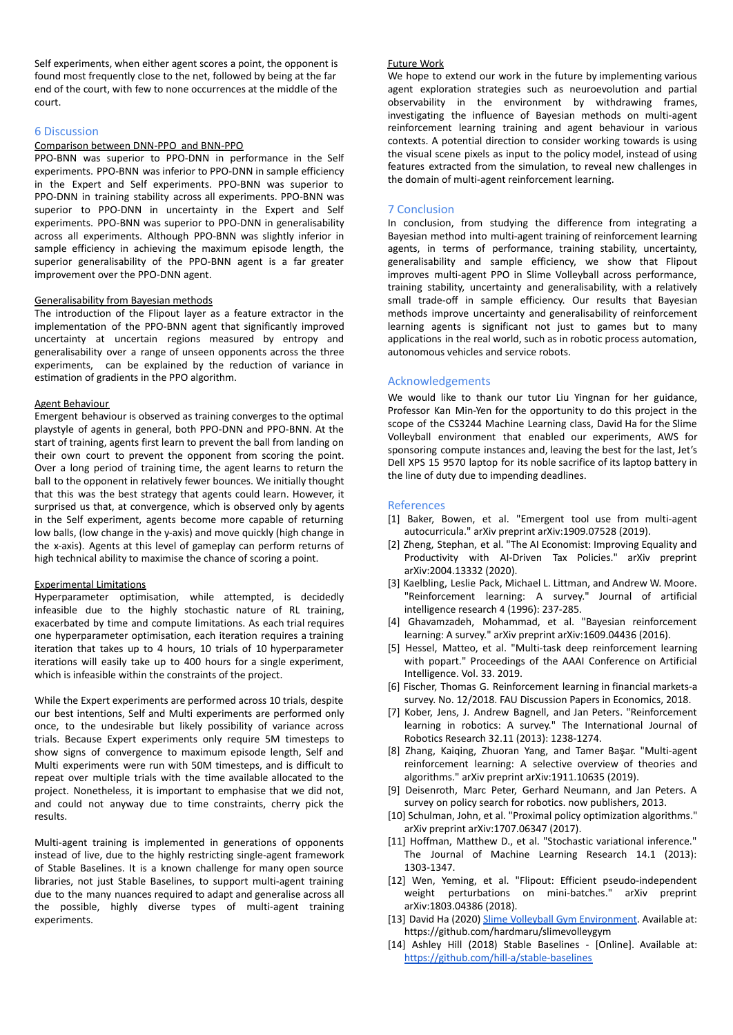Self experiments, when either agent scores a point, the opponent is found most frequently close to the net, followed by being at the far end of the court, with few to none occurrences at the middle of the court.

## 6 Discussion

Comparison between DNN-PPO and BNN-PPO

PPO-BNN was superior to PPO-DNN in performance in the Self experiments. PPO-BNN was inferior to PPO-DNN in sample efficiency in the Expert and Self experiments. PPO-BNN was superior to PPO-DNN in training stability across all experiments. PPO-BNN was superior to PPO-DNN in uncertainty in the Expert and Self experiments. PPO-BNN was superior to PPO-DNN in generalisability across all experiments. Although PPO-BNN was slightly inferior in sample efficiency in achieving the maximum episode length, the superior generalisability of the PPO-BNN agent is a far greater improvement over the PPO-DNN agent.

Generalisability from Bayesian methods

The introduction of the Flipout layer as a feature extractor in the implementation of the PPO-BNN agent that significantly improved uncertainty at uncertain regions measured by entropy and generalisability over a range of unseen opponents across the three experiments, can be explained by the reduction of variance in estimation of gradients in the PPO algorithm.

Agent Behaviour

Emergent behaviour is observed as training converges to the optimal playstyle of agents in general, both PPO-DNN and PPO-BNN. At the start of training, agents first learn to prevent the ball from landing on their own court to prevent the opponent from scoring the point. Over a long period of training time, the agent learns to return the ball to the opponent in relatively fewer bounces. We initially thought that this was the best strategy that agents could learn. However, it surprised us that, at convergence, which is observed only by agents in the Self experiment, agents become more capable of returning low balls, (low change in the y-axis) and move quickly (high change in the x-axis). Agents at this level of gameplay can perform returns of high technical ability to maximise the chance of scoring a point.

Experimental Limitations

Hyperparameter optimisation, while attempted, is decidedly infeasible due to the highly stochastic nature of RL training, exacerbated by time and compute limitations. As each trial requires one hyperparameter optimisation, each iteration requires a training iteration that takes up to 4 hours, 10 trials of 10 hyperparameter iterations will easily take up to 400 hours for a single experiment, which is infeasible within the constraints of the project.

While the Expert experiments are performed across 10 trials, despite our best intentions, Self and Multi experiments are performed only once, to the undesirable but likely possibility of variance across trials. Because Expert experiments only require 5M timesteps to show signs of convergence to maximum episode length, Self and Multi experiments were run with 50M timesteps, and is difficult to repeat over multiple trials with the time available allocated to the project. Nonetheless, it is important to emphasise that we did not, and could not anyway due to time constraints, cherry pick the results.

Multi-agent training is implemented in generations of opponents instead of live, due to the highly restricting single-agent framework of Stable Baselines. It is a known challenge for many open source libraries, not just Stable Baselines, to support multi-agent training due to the many nuances required to adapt and generalise across all the possible, highly diverse types of multi-agent training experiments.

Future Work

We hope to extend our work in the future by implementing various agent exploration strategies such as neuroevolution and partial observability in the environment by withdrawing frames, investigating the influence of Bayesian methods on multi-agent reinforcement learning training and agent behaviour in various contexts. A potential direction to consider working towards is using the visual scene pixels as input to the policy model, instead of using features extracted from the simulation, to reveal new challenges in the domain of multi-agent reinforcement learning.

## 7 Conclusion

In conclusion, from studying the difference from integrating a Bayesian method into multi-agent training of reinforcement learning agents, in terms of performance, training stability, uncertainty, generalisability and sample efficiency, we show that Flipout improves multi-agent PPO in Slime Volleyball across performance, training stability, uncertainty and generalisability, with a relatively small trade-off in sample efficiency. Our results that Bayesian methods improve uncertainty and generalisability of reinforcement learning agents is significant not just to games but to many applications in the real world, such as in robotic process automation, autonomous vehicles and service robots.

## Acknowledgements

We would like to thank our tutor Liu Yingnan for her guidance, Professor Kan Min-Yen for the opportunity to do this project in the scope of the CS3244 Machine Learning class, David Ha for the Slime Volleyball environment that enabled our experiments, AWS for sponsoring compute instances and, leaving the best for the last, Jet's Dell XPS 15 9570 laptop for its noble sacrifice of its laptop battery in the line of duty due to impending deadlines.

## References

[1] Baker, Bowen, et al. "Emergent tool use from multi-agent autocurricula." arXiv preprint arXiv:1909.07528 (2019).

[2] Zheng, Stephan, et al. "The AI Economist: Improving Equality and Productivity with AI-Driven Tax Policies." arXiv preprint arXiv:2004.13332 (2020).

[3] Kaelbling, Leslie Pack, Michael L. Littman, and Andrew W. Moore. "Reinforcement learning: A survey." Journal of artificial intelligence research 4 (1996): 237-285.

[4] Ghavamzadeh, Mohammad, et al. "Bayesian reinforcement learning: A survey." arXiv preprint arXiv:1609.04436 (2016).

[5] Hessel, Matteo, et al. "Multi-task deep reinforcement learning with popart." Proceedings of the AAAI Conference on Artificial Intelligence. Vol. 33. 2019.

[6] Fischer, Thomas G. Reinforcement learning in financial markets-a survey. No. 12/2018. FAU Discussion Papers in Economics, 2018.

[7] Kober, Jens, J. Andrew Bagnell, and Jan Peters. "Reinforcement learning in robotics: A survey." The International Journal of Robotics Research 32.11 (2013): 1238-1274.

[8] Zhang, Kaiqing, Zhuoran Yang, and Tamer Başar. "Multi-agent reinforcement learning: A selective overview of theories and algorithms." arXiv preprint arXiv:1911.10635 (2019).

[9] Deisenroth, Marc Peter, Gerhard Neumann, and Jan Peters. A survey on policy search for robotics. now publishers, 2013.

[10] Schulman, John, et al. "Proximal policy optimization algorithms." arXiv preprint arXiv:1707.06347 (2017).

[11] Hoffman, Matthew D., et al. "Stochastic variational inference." The Journal of Machine Learning Research 14.1 (2013): 1303-1347.

[12] Wen, Yeming, et al. "Flipout: Efficient pseudo-independent weight perturbations on mini-batches." arXiv preprint arXiv:1803.04386 (2018).

[13] David Ha (2020) Slime Volleyball Gym Environment. Available at: https://github.com/hardmaru/slimevolleygym

[14] Ashley Hill (2018) Stable Baselines - [Online]. Available at: https://github.com/hill-a/stable-baselines